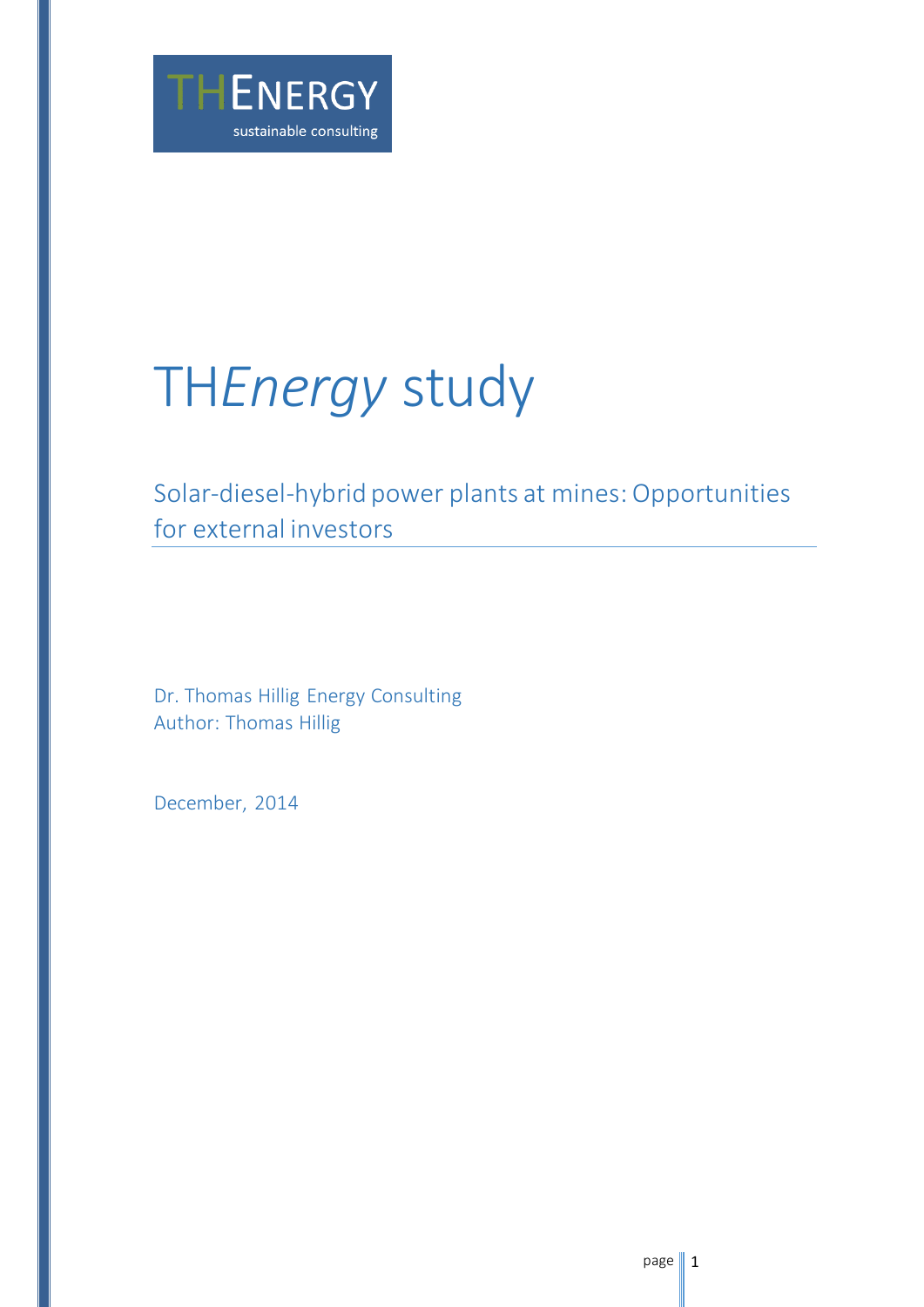THENERGY
sustainable consulting

# TH*Energy* study

## Solar-diesel-hybrid power plants at mines: Opportunities for external investors

Dr. Thomas Hillig Energy Consulting
Author: Thomas Hillig

December, 2014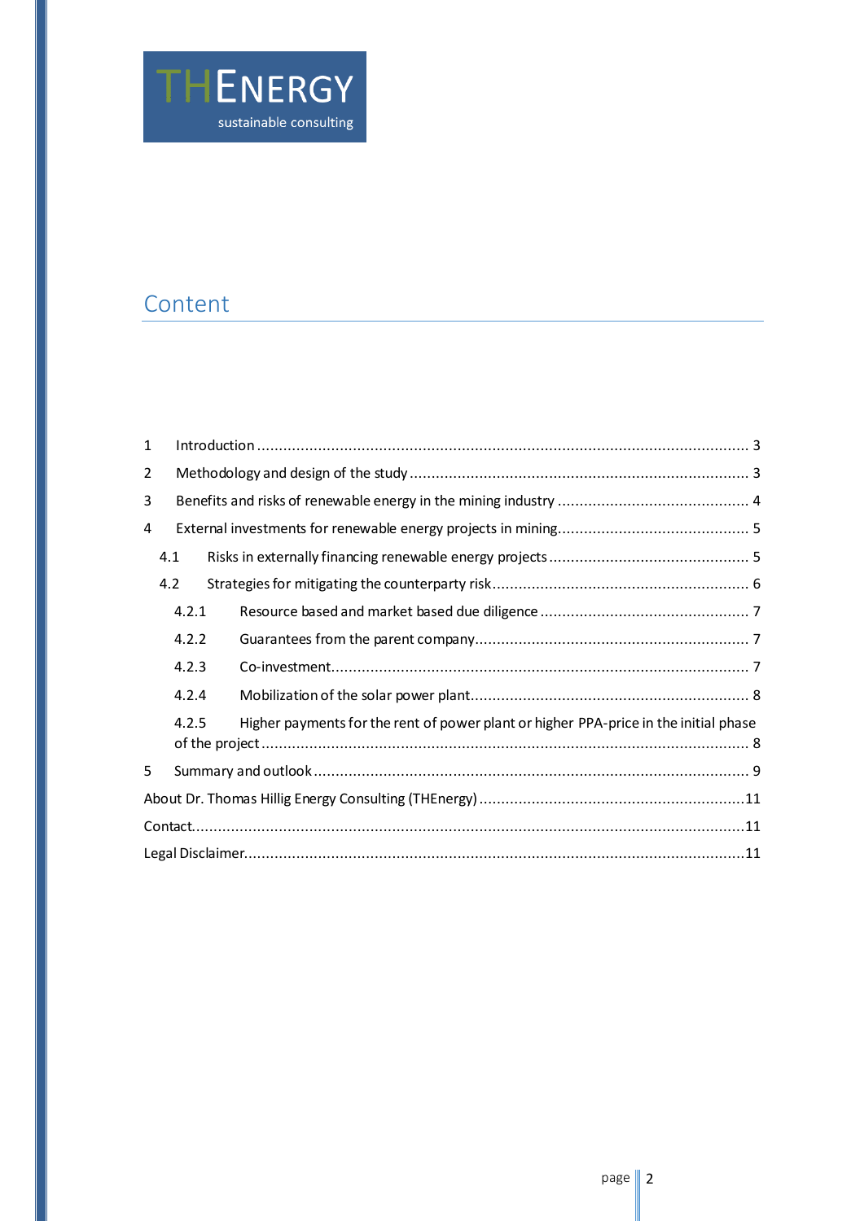# Content

1 Introduction ........................................................................................................ 3

2 Methodology and design of the study ........................................................................ 3

3 Benefits and risks of renewable energy in the mining industry ........................................ 4

4 External investments for renewable energy projects in mining........................................ 5

4.1 Risks in externally financing renewable energy projects ............................................ 5

4.2 Strategies for mitigating the counterparty risk.......................................................... 6

4.2.1 Resource based and market based due diligence ................................................ 7

4.2.2 Guarantees from the parent company............................................................... 7

4.2.3 Co-investment............................................................................................ 7

4.2.4 Mobilization of the solar power plant................................................................ 8

4.2.5 Higher payments for the rent of power plant or higher PPA-price in the initial phase of the project ................................................................................................ 8

5 Summary and outlook .............................................................................................. 9

About Dr. Thomas Hillig Energy Consulting (THEnergy) ....................................................11

Contact.....................................................................................................................11

Legal Disclaimer..........................................................................................................11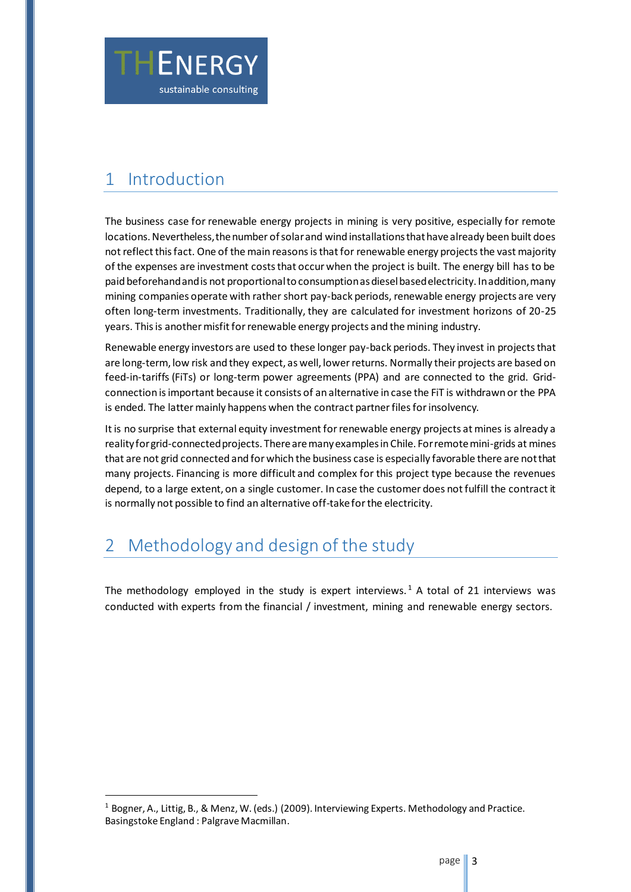# 1 Introduction

The business case for renewable energy projects in mining is very positive, especially for remote locations. Nevertheless, the number of solar and wind installations that have already been built does not reflect this fact. One of the main reasons is that for renewable energy projects the vast majority of the expenses are investment costs that occur when the project is built. The energy bill has to be paid beforehand and is not proportional to consumption as diesel based electricity. In addition, many mining companies operate with rather short pay-back periods, renewable energy projects are very often long-term investments. Traditionally, they are calculated for investment horizons of 20-25 years. This is another misfit for renewable energy projects and the mining industry.

Renewable energy investors are used to these longer pay-back periods. They invest in projects that are long-term, low risk and they expect, as well, lower returns. Normally their projects are based on feed-in-tariffs (FiTs) or long-term power agreements (PPA) and are connected to the grid. Grid-connection is important because it consists of an alternative in case the FiT is withdrawn or the PPA is ended. The latter mainly happens when the contract partner files for insolvency.

It is no surprise that external equity investment for renewable energy projects at mines is already a reality for grid-connected projects. There are many examples in Chile. For remote mini-grids at mines that are not grid connected and for which the business case is especially favorable there are not that many projects. Financing is more difficult and complex for this project type because the revenues depend, to a large extent, on a single customer. In case the customer does not fulfill the contract it is normally not possible to find an alternative off-take for the electricity.

# 2 Methodology and design of the study

The methodology employed in the study is expert interviews.[1] A total of 21 interviews was conducted with experts from the financial / investment, mining and renewable energy sectors.

---

[1] Bogner, A., Littig, B., & Menz, W. (eds.) (2009). Interviewing Experts. Methodology and Practice. Basingstoke England : Palgrave Macmillan.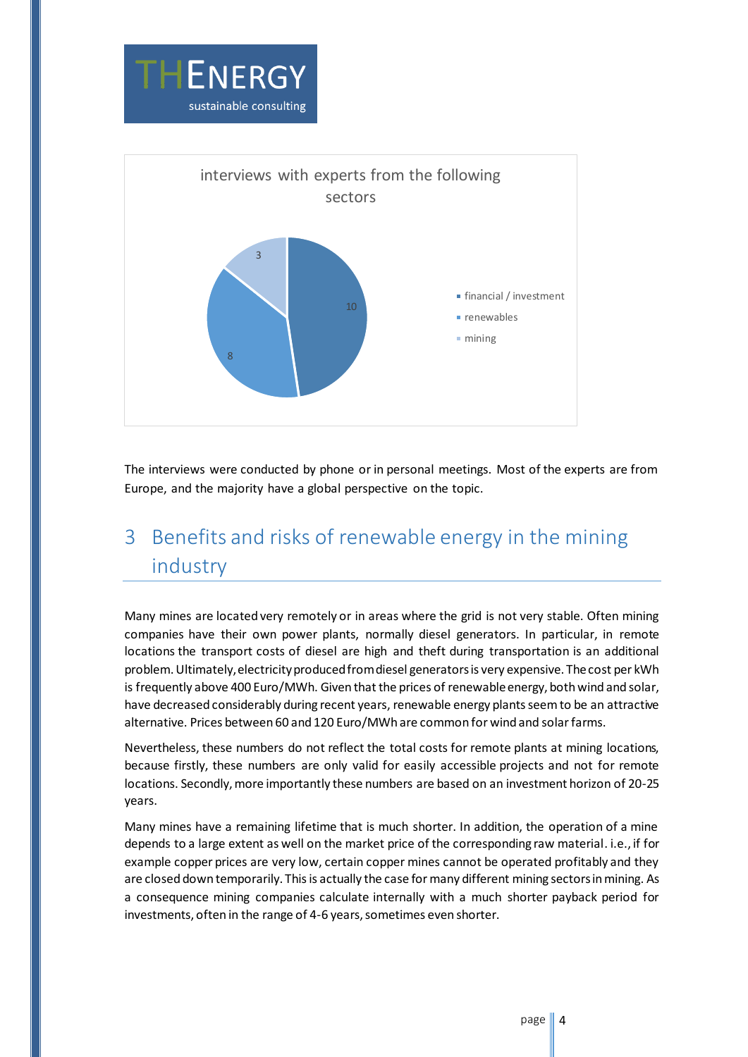interviews with experts from the following sectors

| Sector | Number |
| --- | --- |
| financial / investment | 10 |
| renewables | 8 |
| mining | 3 |

The interviews were conducted by phone or in personal meetings. Most of the experts are from Europe, and the majority have a global perspective on the topic.

# 3 Benefits and risks of renewable energy in the mining industry

Many mines are located very remotely or in areas where the grid is not very stable. Often mining companies have their own power plants, normally diesel generators. In particular, in remote locations the transport costs of diesel are high and theft during transportation is an additional problem. Ultimately, electricity produced from diesel generators is very expensive. The cost per kWh is frequently above 400 Euro/MWh. Given that the prices of renewable energy, both wind and solar, have decreased considerably during recent years, renewable energy plants seem to be an attractive alternative. Prices between 60 and 120 Euro/MWh are common for wind and solar farms.

Nevertheless, these numbers do not reflect the total costs for remote plants at mining locations, because firstly, these numbers are only valid for easily accessible projects and not for remote locations. Secondly, more importantly these numbers are based on an investment horizon of 20-25 years.

Many mines have a remaining lifetime that is much shorter. In addition, the operation of a mine depends to a large extent as well on the market price of the corresponding raw material. i.e., if for example copper prices are very low, certain copper mines cannot be operated profitably and they are closed down temporarily. This is actually the case for many different mining sectors in mining. As a consequence mining companies calculate internally with a much shorter payback period for investments, often in the range of 4-6 years, sometimes even shorter.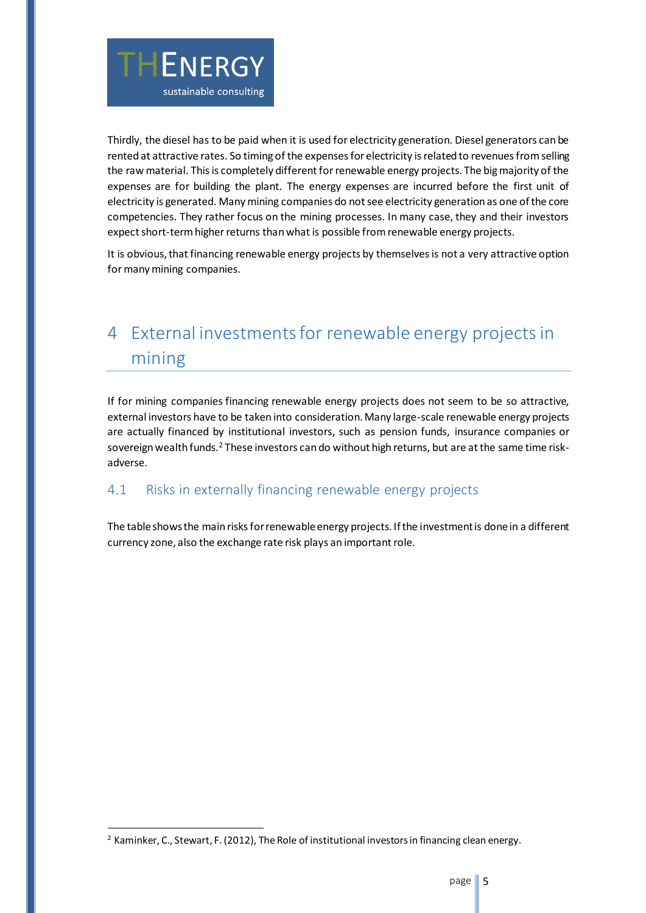Thirdly, the diesel has to be paid when it is used for electricity generation. Diesel generators can be rented at attractive rates. So timing of the expenses for electricity is related to revenues from selling the raw material. This is completely different for renewable energy projects. The big majority of the expenses are for building the plant. The energy expenses are incurred before the first unit of electricity is generated. Many mining companies do not see electricity generation as one of the core competencies. They rather focus on the mining processes. In many case, they and their investors expect short-term higher returns than what is possible from renewable energy projects.

It is obvious, that financing renewable energy projects by themselves is not a very attractive option for many mining companies.

# 4 External investments for renewable energy projects in mining

If for mining companies financing renewable energy projects does not seem to be so attractive, external investors have to be taken into consideration. Many large-scale renewable energy projects are actually financed by institutional investors, such as pension funds, insurance companies or sovereign wealth funds.[2] These investors can do without high returns, but are at the same time risk-adverse.

## 4.1 Risks in externally financing renewable energy projects

The table shows the main risks for renewable energy projects. If the investment is done in a different currency zone, also the exchange rate risk plays an important role.

[2] Kaminker, C., Stewart, F. (2012), The Role of institutional investors in financing clean energy.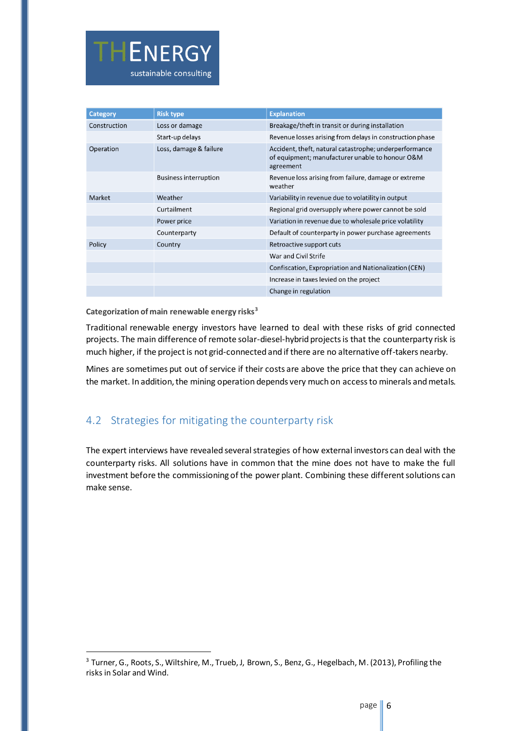| Category | Risk type | Explanation |
|---|---|---|
| Construction | Loss or damage | Breakage/theft in transit or during installation |
| | Start-up delays | Revenue losses arising from delays in construction phase |
| Operation | Loss, damage & failure | Accident, theft, natural catastrophe; underperformance of equipment; manufacturer unable to honour O&M agreement |
| | Business interruption | Revenue loss arising from failure, damage or extreme weather |
| Market | Weather | Variability in revenue due to volatility in output |
| | Curtailment | Regional grid oversupply where power cannot be sold |
| | Power price | Variation in revenue due to wholesale price volatility |
| | Counterparty | Default of counterparty in power purchase agreements |
| Policy | Country | Retroactive support cuts |
| | | War and Civil Strife |
| | | Confiscation, Expropriation and Nationalization (CEN) |
| | | Increase in taxes levied on the project |
| | | Change in regulation |

**Categorization of main renewable energy risks**[3]

Traditional renewable energy investors have learned to deal with these risks of grid connected projects. The main difference of remote solar-diesel-hybrid projects is that the counterparty risk is much higher, if the project is not grid-connected and if there are no alternative off-takers nearby.

Mines are sometimes put out of service if their costs are above the price that they can achieve on the market. In addition, the mining operation depends very much on access to minerals and metals.

## 4.2 Strategies for mitigating the counterparty risk

The expert interviews have revealed several strategies of how external investors can deal with the counterparty risks. All solutions have in common that the mine does not have to make the full investment before the commissioning of the power plant. Combining these different solutions can make sense.

---

[3] Turner, G., Roots, S., Wiltshire, M., Trueb, J, Brown, S., Benz, G., Hegelbach, M. (2013), Profiling the risks in Solar and Wind.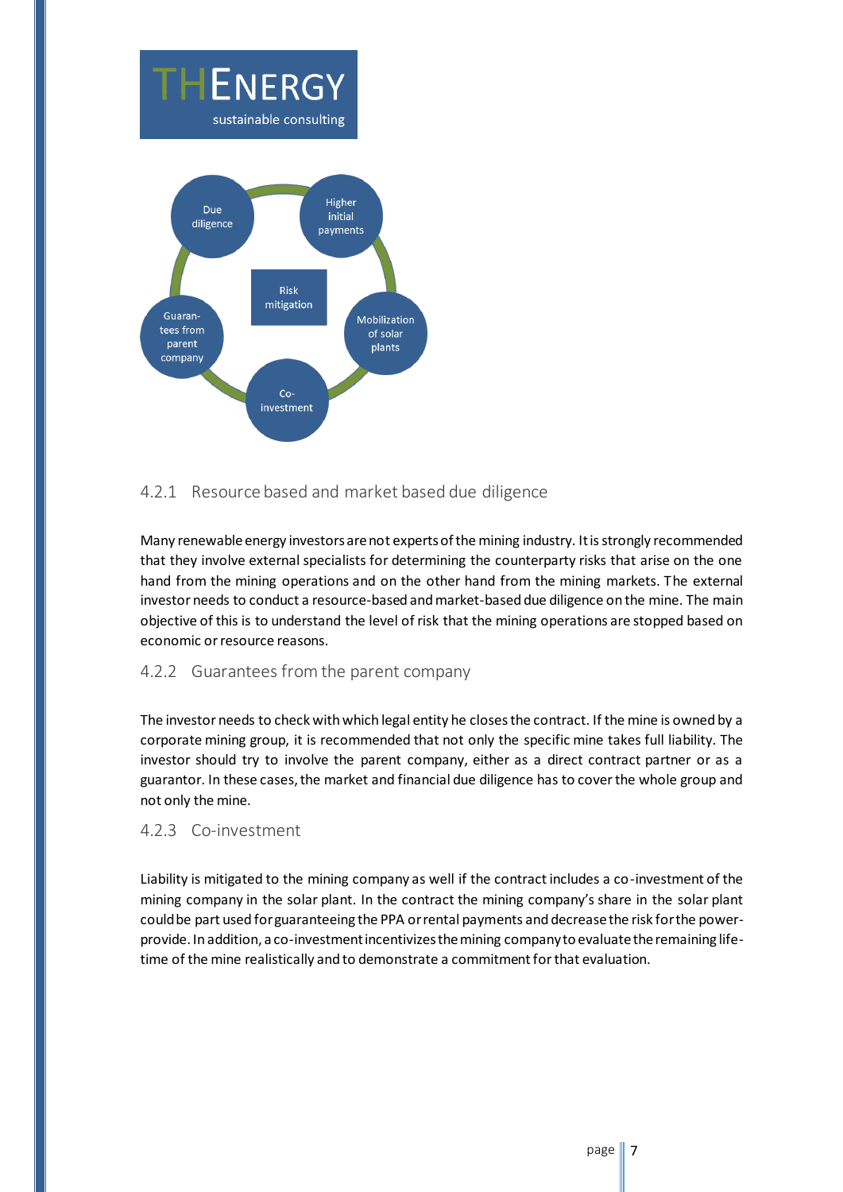Risk mitigation

- Due diligence
- Higher initial payments
- Mobilization of solar plants
- Co-investment
- Guarantees from parent company

### 4.2.1 Resource based and market based due diligence

Many renewable energy investors are not experts of the mining industry. It is strongly recommended that they involve external specialists for determining the counterparty risks that arise on the one hand from the mining operations and on the other hand from the mining markets. The external investor needs to conduct a resource-based and market-based due diligence on the mine. The main objective of this is to understand the level of risk that the mining operations are stopped based on economic or resource reasons.

### 4.2.2 Guarantees from the parent company

The investor needs to check with which legal entity he closes the contract. If the mine is owned by a corporate mining group, it is recommended that not only the specific mine takes full liability. The investor should try to involve the parent company, either as a direct contract partner or as a guarantor. In these cases, the market and financial due diligence has to cover the whole group and not only the mine.

### 4.2.3 Co-investment

Liability is mitigated to the mining company as well if the contract includes a co-investment of the mining company in the solar plant. In the contract the mining company's share in the solar plant could be part used for guaranteeing the PPA or rental payments and decrease the risk for the power-provide. In addition, a co-investment incentivizes the mining company to evaluate the remaining life-time of the mine realistically and to demonstrate a commitment for that evaluation.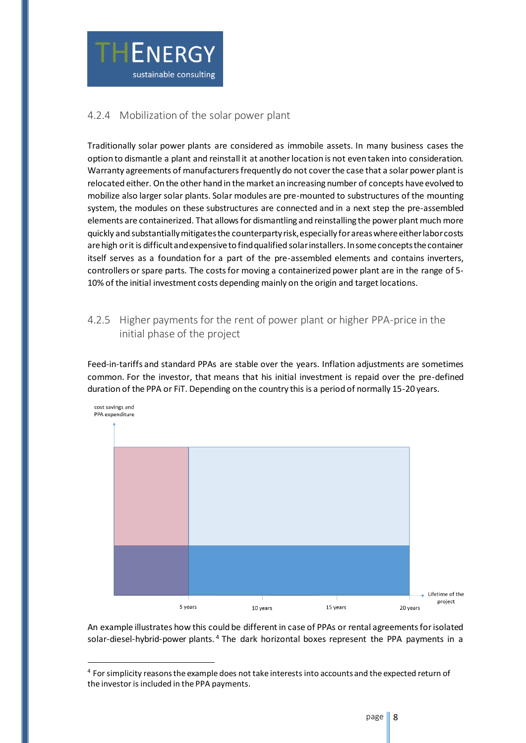### 4.2.4 Mobilization of the solar power plant

Traditionally solar power plants are considered as immobile assets. In many business cases the option to dismantle a plant and reinstall it at another location is not even taken into consideration. Warranty agreements of manufacturers frequently do not cover the case that a solar power plant is relocated either. On the other hand in the market an increasing number of concepts have evolved to mobilize also larger solar plants. Solar modules are pre-mounted to substructures of the mounting system, the modules on these substructures are connected and in a next step the pre-assembled elements are containerized. That allows for dismantling and reinstalling the power plant much more quickly and substantially mitigates the counterparty risk, especially for areas where either labor costs are high or it is difficult and expensive to find qualified solar installers. In some concepts the container itself serves as a foundation for a part of the pre-assembled elements and contains inverters, controllers or spare parts. The costs for moving a containerized power plant are in the range of 5-10% of the initial investment costs depending mainly on the origin and target locations.

### 4.2.5 Higher payments for the rent of power plant or higher PPA-price in the initial phase of the project

Feed-in-tariffs and standard PPAs are stable over the years. Inflation adjustments are sometimes common. For the investor, that means that his initial investment is repaid over the pre-defined duration of the PPA or FiT. Depending on the country this is a period of normally 15-20 years.

cost savings and PPA expenditure

5 years | 10 years | 15 years | 20 years

Lifetime of the project

An example illustrates how this could be different in case of PPAs or rental agreements for isolated solar-diesel-hybrid-power plants.[4] The dark horizontal boxes represent the PPA payments in a

[4] For simplicity reasons the example does not take interests into accounts and the expected return of the investor is included in the PPA payments.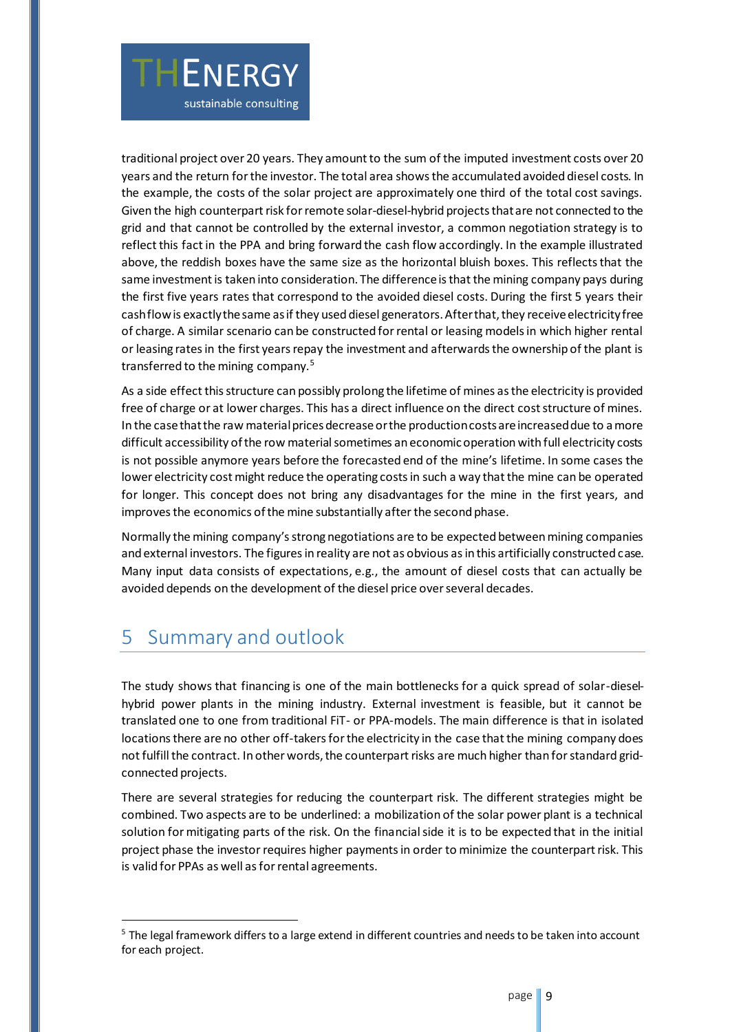traditional project over 20 years. They amount to the sum of the imputed investment costs over 20 years and the return for the investor. The total area shows the accumulated avoided diesel costs. In the example, the costs of the solar project are approximately one third of the total cost savings. Given the high counterpart risk for remote solar-diesel-hybrid projects that are not connected to the grid and that cannot be controlled by the external investor, a common negotiation strategy is to reflect this fact in the PPA and bring forward the cash flow accordingly. In the example illustrated above, the reddish boxes have the same size as the horizontal bluish boxes. This reflects that the same investment is taken into consideration. The difference is that the mining company pays during the first five years rates that correspond to the avoided diesel costs. During the first 5 years their cash flow is exactly the same as if they used diesel generators. After that, they receive electricity free of charge. A similar scenario can be constructed for rental or leasing models in which higher rental or leasing rates in the first years repay the investment and afterwards the ownership of the plant is transferred to the mining company.[5]

As a side effect this structure can possibly prolong the lifetime of mines as the electricity is provided free of charge or at lower charges. This has a direct influence on the direct cost structure of mines. In the case that the raw material prices decrease or the production costs are increased due to a more difficult accessibility of the row material sometimes an economic operation with full electricity costs is not possible anymore years before the forecasted end of the mine's lifetime. In some cases the lower electricity cost might reduce the operating costs in such a way that the mine can be operated for longer. This concept does not bring any disadvantages for the mine in the first years, and improves the economics of the mine substantially after the second phase.

Normally the mining company's strong negotiations are to be expected between mining companies and external investors. The figures in reality are not as obvious as in this artificially constructed case. Many input data consists of expectations, e.g., the amount of diesel costs that can actually be avoided depends on the development of the diesel price over several decades.

# 5 Summary and outlook

The study shows that financing is one of the main bottlenecks for a quick spread of solar-diesel-hybrid power plants in the mining industry. External investment is feasible, but it cannot be translated one to one from traditional FiT- or PPA-models. The main difference is that in isolated locations there are no other off-takers for the electricity in the case that the mining company does not fulfill the contract. In other words, the counterpart risks are much higher than for standard grid-connected projects.

There are several strategies for reducing the counterpart risk. The different strategies might be combined. Two aspects are to be underlined: a mobilization of the solar power plant is a technical solution for mitigating parts of the risk. On the financial side it is to be expected that in the initial project phase the investor requires higher payments in order to minimize the counterpart risk. This is valid for PPAs as well as for rental agreements.

---

[5] The legal framework differs to a large extend in different countries and needs to be taken into account for each project.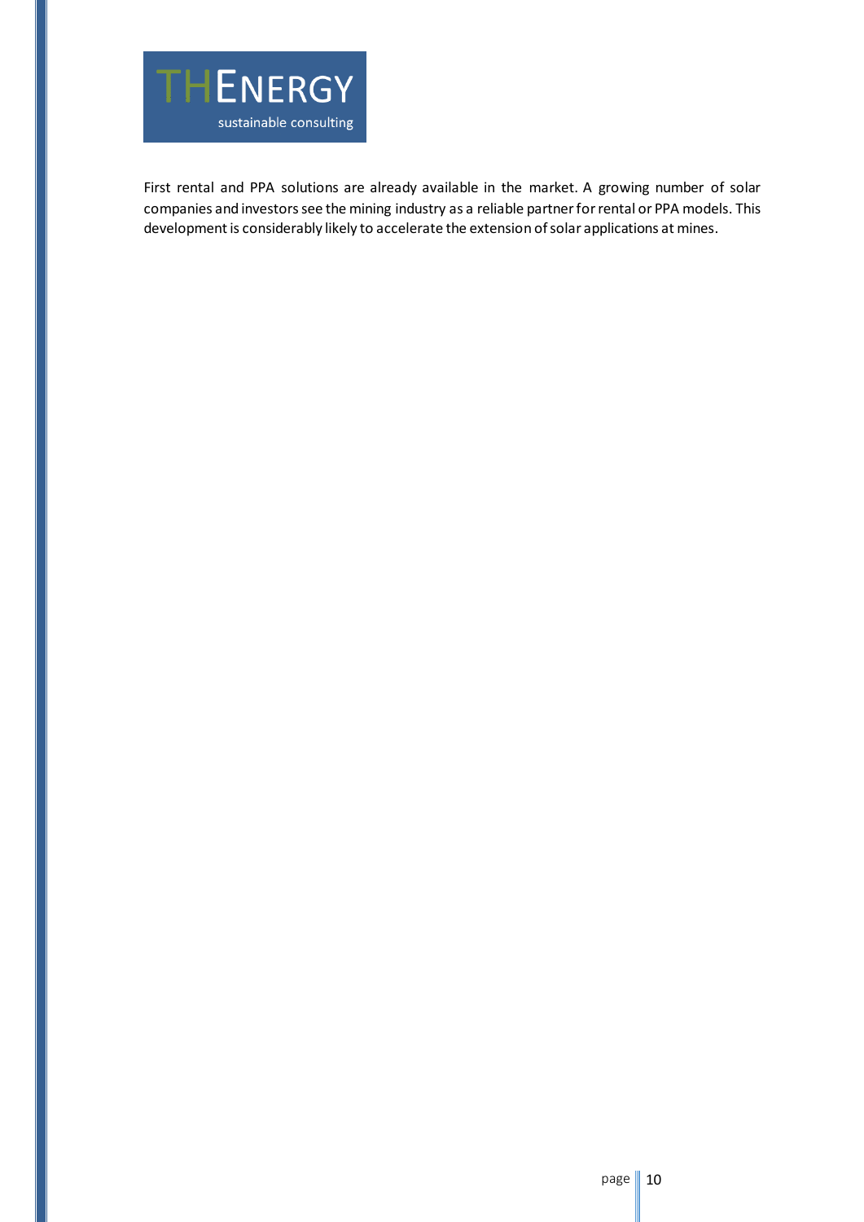First rental and PPA solutions are already available in the market. A growing number of solar companies and investors see the mining industry as a reliable partner for rental or PPA models. This development is considerably likely to accelerate the extension of solar applications at mines.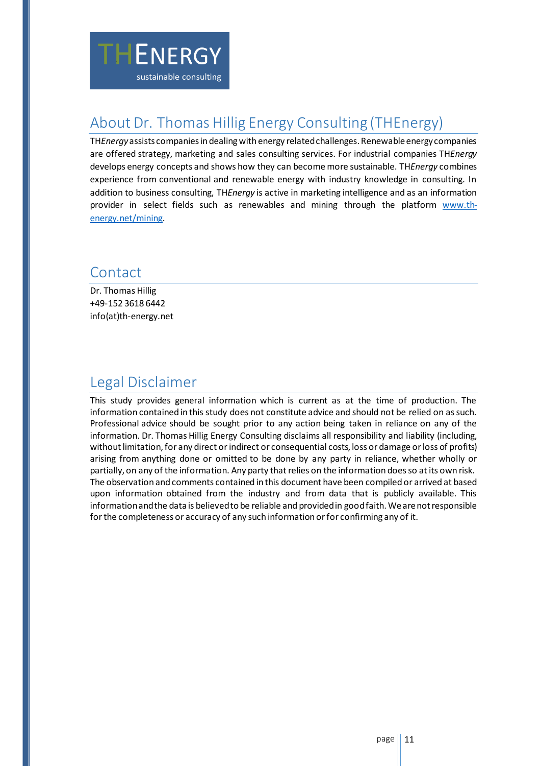THENERGY
sustainable consulting

## About Dr. Thomas Hillig Energy Consulting (THEnergy)

TH*Energy* assists companies in dealing with energy related challenges. Renewable energy companies are offered strategy, marketing and sales consulting services. For industrial companies TH*Energy* develops energy concepts and shows how they can become more sustainable. TH*Energy* combines experience from conventional and renewable energy with industry knowledge in consulting. In addition to business consulting, TH*Energy* is active in marketing intelligence and as an information provider in select fields such as renewables and mining through the platform [www.th-energy.net/mining](www.th-energy.net/mining).

## Contact

Dr. Thomas Hillig
+49-152 3618 6442
info(at)th-energy.net

## Legal Disclaimer

This study provides general information which is current as at the time of production. The information contained in this study does not constitute advice and should not be relied on as such. Professional advice should be sought prior to any action being taken in reliance on any of the information. Dr. Thomas Hillig Energy Consulting disclaims all responsibility and liability (including, without limitation, for any direct or indirect or consequential costs, loss or damage or loss of profits) arising from anything done or omitted to be done by any party in reliance, whether wholly or partially, on any of the information. Any party that relies on the information does so at its own risk. The observation and comments contained in this document have been compiled or arrived at based upon information obtained from the industry and from data that is publicly available. This information and the data is believed to be reliable and provided in good faith. We are not responsible for the completeness or accuracy of any such information or for confirming any of it.